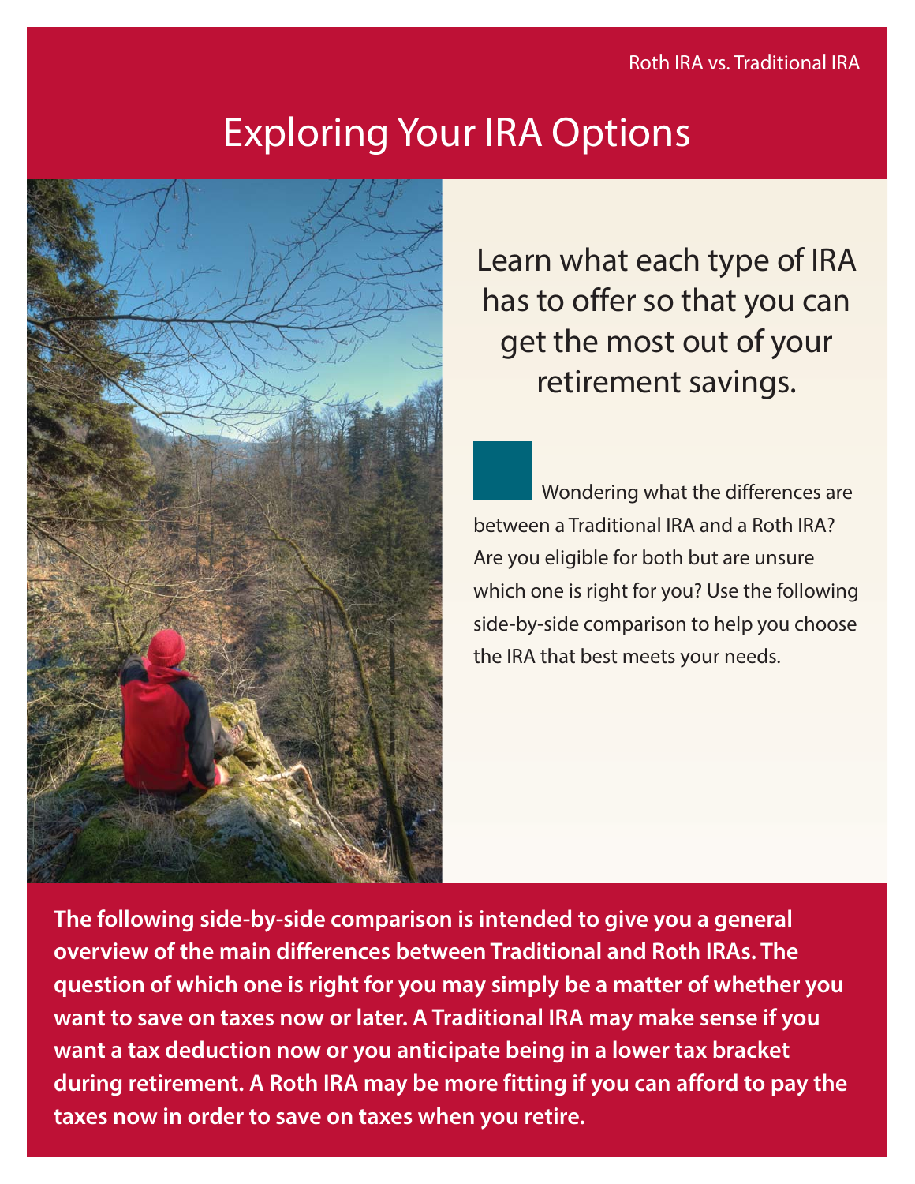# Exploring Your IRA Options

## Learn what each type of IRA has to offer so that you can get the most out of your retirement savings.

Wondering what the differences are between a Traditional IRA and a Roth IRA? Are you eligible for both but are unsure which one is right for you? Use the following side-by-side comparison to help you choose the IRA that best meets your needs.

**The following side-by-side comparison is intended to give you a general overview of the main differences between Traditional and Roth IRAs. The question of which one is right for you may simply be a matter of whether you want to save on taxes now or later. A Traditional IRA may make sense if you want a tax deduction now or you anticipate being in a lower tax bracket during retirement. A Roth IRA may be more fitting if you can afford to pay the taxes now in order to save on taxes when you retire.**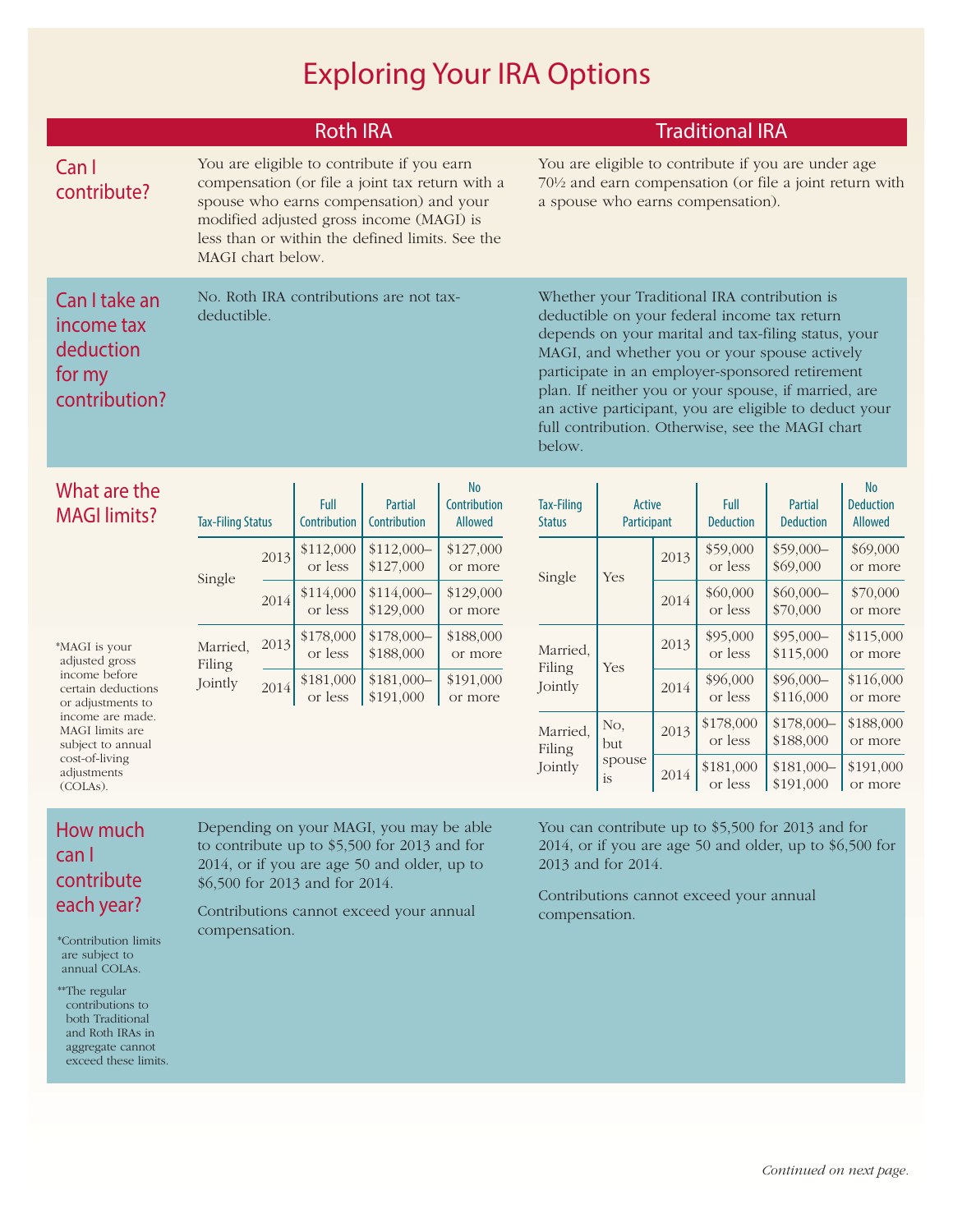# Exploring Your IRA Options

| | Roth IRA | Traditional IRA |
|---|---|---|
| **Can I contribute?** | You are eligible to contribute if you earn compensation (or file a joint tax return with a spouse who earns compensation) and your modified adjusted gross income (MAGI) is less than or within the defined limits. See the MAGI chart below. | You are eligible to contribute if you are under age 70½ and earn compensation (or file a joint return with a spouse who earns compensation). |
| **Can I take an income tax deduction for my contribution?** | No. Roth IRA contributions are not tax-deductible. | Whether your Traditional IRA contribution is deductible on your federal income tax return depends on your marital and tax-filing status, your MAGI, and whether you or your spouse actively participate in an employer-sponsored retirement plan. If neither you or your spouse, if married, are an active participant, you are eligible to deduct your full contribution. Otherwise, see the MAGI chart below. |

## What are the MAGI limits?

### Roth IRA

| Tax-Filing Status | | Full Contribution | Partial Contribution | No Contribution Allowed |
|---|---|---|---|---|
| Single | 2013 | $112,000 or less | $112,000–$127,000 | $127,000 or more |
| | 2014 | $114,000 or less | $114,000–$129,000 | $129,000 or more |
| Married, Filing Jointly | 2013 | $178,000 or less | $178,000–$188,000 | $188,000 or more |
| | 2014 | $181,000 or less | $181,000–$191,000 | $191,000 or more |

### Traditional IRA

| Tax-Filing Status | Active Participant | | Full Deduction | Partial Deduction | No Deduction Allowed |
|---|---|---|---|---|---|
| Single | Yes | 2013 | $59,000 or less | $59,000–$69,000 | $69,000 or more |
| | | 2014 | $60,000 or less | $60,000–$70,000 | $70,000 or more |
| Married, Filing Jointly | Yes | 2013 | $95,000 or less | $95,000–$115,000 | $115,000 or more |
| | | 2014 | $96,000 or less | $96,000–$116,000 | $116,000 or more |
| Married, Filing Jointly | No, but spouse is | 2013 | $178,000 or less | $178,000–$188,000 | $188,000 or more |
| | | 2014 | $181,000 or less | $181,000–$191,000 | $191,000 or more |

*MAGI is your adjusted gross income before certain deductions or adjustments to income are made. MAGI limits are subject to annual cost-of-living adjustments (COLAs).

## How much can I contribute each year?

| | Roth IRA | Traditional IRA |
|---|---|---|
| **How much can I contribute each year?** | Depending on your MAGI, you may be able to contribute up to $5,500 for 2013 and for 2014, or if you are age 50 and older, up to $6,500 for 2013 and for 2014.<br><br>Contributions cannot exceed your annual compensation. | You can contribute up to $5,500 for 2013 and for 2014, or if you are age 50 and older, up to $6,500 for 2013 and for 2014.<br><br>Contributions cannot exceed your annual compensation. |

*Contribution limits are subject to annual COLAs.

**The regular contributions to both Traditional and Roth IRAs in aggregate cannot exceed these limits.

*Continued on next page.*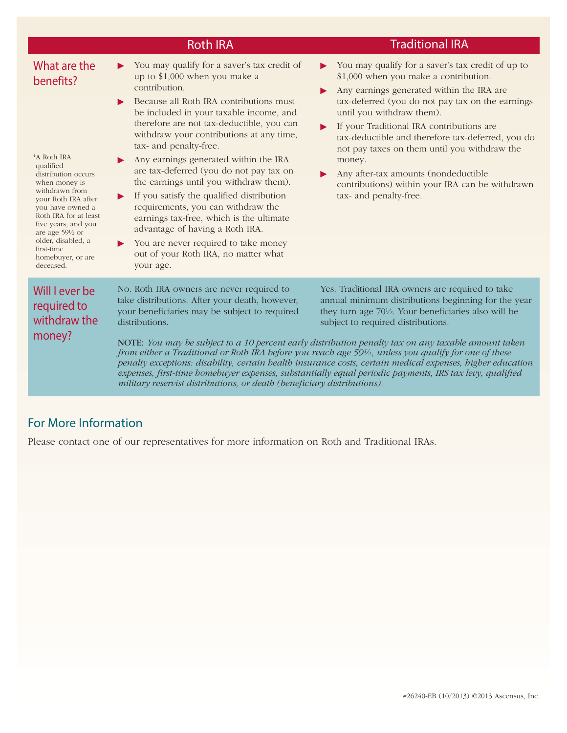| | Roth IRA | Traditional IRA |
|---|---|---|
| **What are the benefits?** | ► You may qualify for a saver's tax credit of up to $1,000 when you make a contribution.<br>► Because all Roth IRA contributions must be included in your taxable income, and therefore are not tax-deductible, you can withdraw your contributions at any time, tax- and penalty-free.<br>► Any earnings generated within the IRA are tax-deferred (you do not pay tax on the earnings until you withdraw them).<br>► If you satisfy the qualified distribution requirements, you can withdraw the earnings tax-free, which is the ultimate advantage of having a Roth IRA.<br>► You are never required to take money out of your Roth IRA, no matter what your age. | ► You may qualify for a saver's tax credit of up to $1,000 when you make a contribution.<br>► Any earnings generated within the IRA are tax-deferred (you do not pay tax on the earnings until you withdraw them).<br>► If your Traditional IRA contributions are tax-deductible and therefore tax-deferred, you do not pay taxes on them until you withdraw the money.<br>► Any after-tax amounts (nondeductible contributions) within your IRA can be withdrawn tax- and penalty-free. |
| **Will I ever be required to withdraw the money?** | No. Roth IRA owners are never required to take distributions. After your death, however, your beneficiaries may be subject to required distributions. | Yes. Traditional IRA owners are required to take annual minimum distributions beginning for the year they turn age 70½. Your beneficiaries also will be subject to required distributions. |

*A Roth IRA qualified distribution occurs when money is withdrawn from your Roth IRA after you have owned a Roth IRA for at least five years, and you are age 59½ or older, disabled, a first-time homebuyer, or are deceased.

**NOTE**: *You may be subject to a 10 percent early distribution penalty tax on any taxable amount taken from either a Traditional or Roth IRA before you reach age 59½, unless you qualify for one of these penalty exceptions: disability, certain health insurance costs, certain medical expenses, higher education expenses, first-time homebuyer expenses, substantially equal periodic payments, IRS tax levy, qualified military reservist distributions, or death (beneficiary distributions).*

## For More Information

Please contact one of our representatives for more information on Roth and Traditional IRAs.

#26240-EB (10/2013) ©2013 Ascensus, Inc.